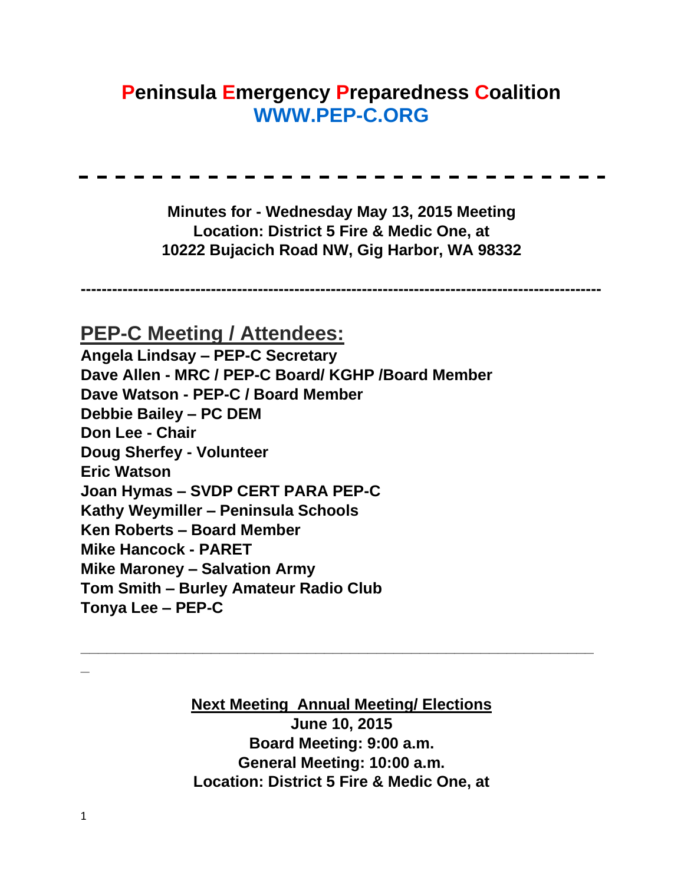# Peninsula Emergency Preparedness Coalition

**WWW.PEP-C.ORG**

---

**Minutes for - Wednesday May 13, 2015 Meeting**
**Location: District 5 Fire & Medic One, at**
**10222 Bujacich Road NW, Gig Harbor, WA 98332**

---

## PEP-C Meeting / Attendees:

**Angela Lindsay – PEP-C Secretary**
**Dave Allen - MRC / PEP-C Board/ KGHP /Board Member**
**Dave Watson - PEP-C / Board Member**
**Debbie Bailey – PC DEM**
**Don Lee - Chair**
**Doug Sherfey - Volunteer**
**Eric Watson**
**Joan Hymas – SVDP CERT PARA PEP-C**
**Kathy Weymiller – Peninsula Schools**
**Ken Roberts – Board Member**
**Mike Hancock - PARET**
**Mike Maroney – Salvation Army**
**Tom Smith – Burley Amateur Radio Club**
**Tonya Lee – PEP-C**

---

**Next Meeting  Annual Meeting/ Elections**
**June 10, 2015**
**Board Meeting: 9:00 a.m.**
**General Meeting: 10:00 a.m.**
**Location: District 5 Fire & Medic One, at**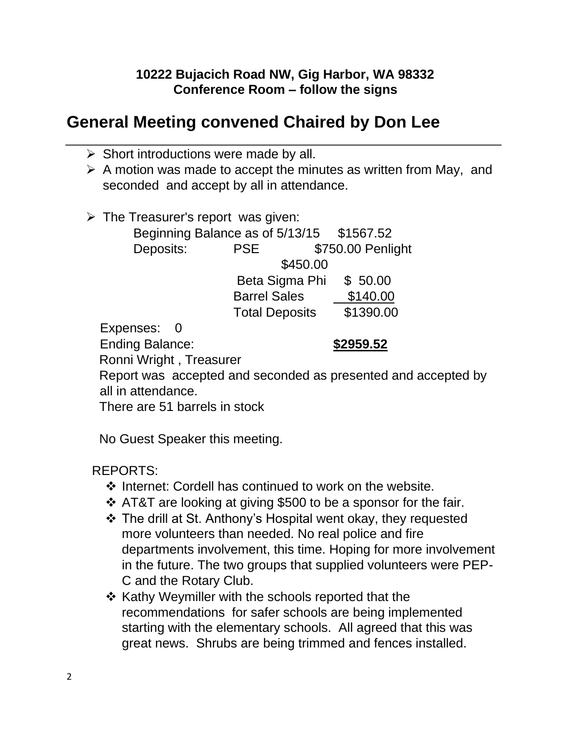**10222 Bujacich Road NW, Gig Harbor, WA 98332**
**Conference Room – follow the signs**

# General Meeting convened Chaired by Don Lee

- Short introductions were made by all.
- A motion was made to accept the minutes as written from May, and seconded and accept by all in attendance.
- The Treasurer's report was given:

| | | |
|---|---|---|
| Beginning Balance as of 5/13/15 | | $1567.52 |
| Deposits: | PSE | $750.00 |
| | Penlight | $450.00 |
| | Beta Sigma Phi | $ 50.00 |
| | Barrel Sales | $140.00 |
| | Total Deposits | $1390.00 |
| Expenses: 0 | | |
| Ending Balance: | | **$2959.52** |

Ronni Wright , Treasurer

Report was accepted and seconded as presented and accepted by all in attendance.

There are 51 barrels in stock

No Guest Speaker this meeting.

REPORTS:

- Internet: Cordell has continued to work on the website.
- AT&T are looking at giving $500 to be a sponsor for the fair.
- The drill at St. Anthony's Hospital went okay, they requested more volunteers than needed. No real police and fire departments involvement, this time. Hoping for more involvement in the future. The two groups that supplied volunteers were PEP-C and the Rotary Club.
- Kathy Weymiller with the schools reported that the recommendations for safer schools are being implemented starting with the elementary schools. All agreed that this was great news. Shrubs are being trimmed and fences installed.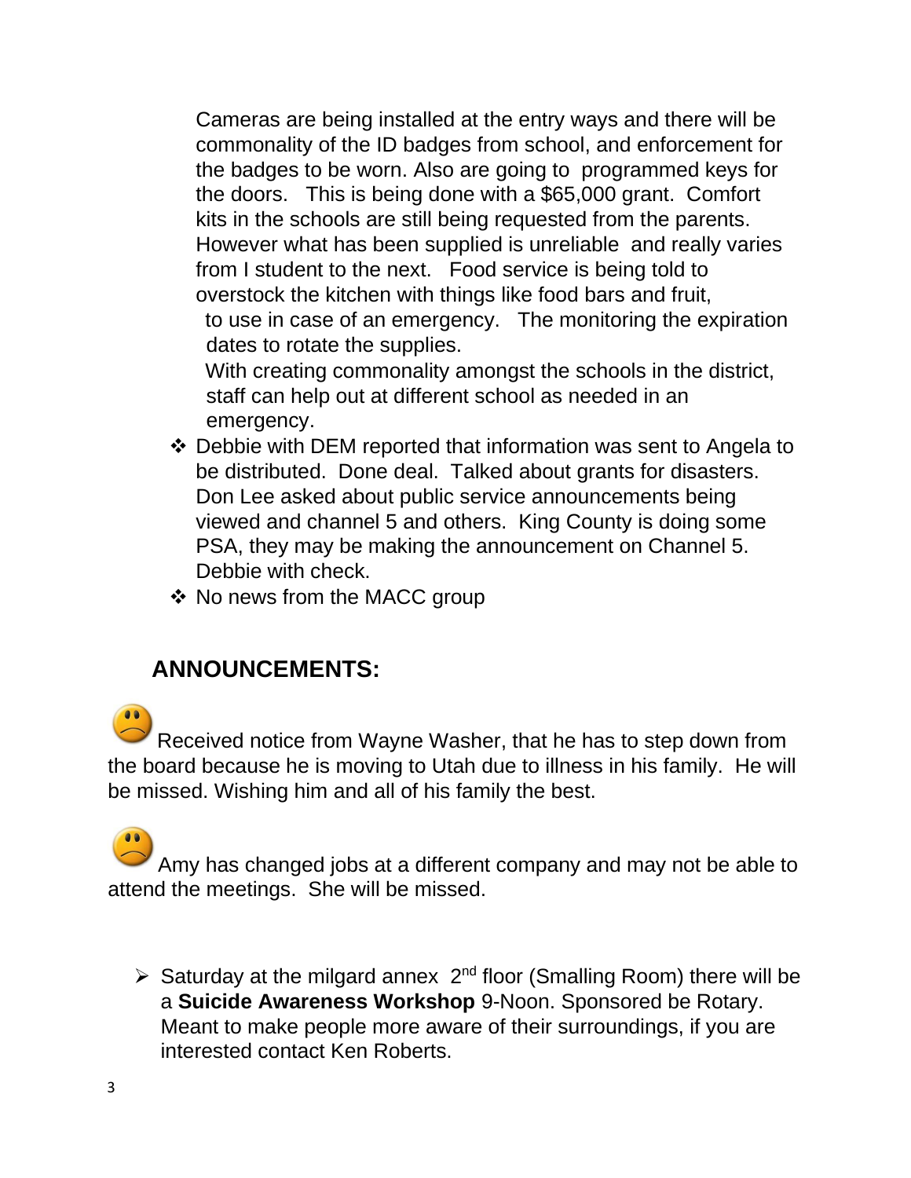Cameras are being installed at the entry ways and there will be commonality of the ID badges from school, and enforcement for the badges to be worn. Also are going to programmed keys for the doors. This is being done with a $65,000 grant. Comfort kits in the schools are still being requested from the parents. However what has been supplied is unreliable and really varies from I student to the next. Food service is being told to overstock the kitchen with things like food bars and fruit, to use in case of an emergency. The monitoring the expiration dates to rotate the supplies.

With creating commonality amongst the schools in the district, staff can help out at different school as needed in an emergency.

- Debbie with DEM reported that information was sent to Angela to be distributed. Done deal. Talked about grants for disasters. Don Lee asked about public service announcements being viewed and channel 5 and others. King County is doing some PSA, they may be making the announcement on Channel 5. Debbie with check.
- No news from the MACC group

## ANNOUNCEMENTS:

Received notice from Wayne Washer, that he has to step down from the board because he is moving to Utah due to illness in his family. He will be missed. Wishing him and all of his family the best.

Amy has changed jobs at a different company and may not be able to attend the meetings. She will be missed.

- Saturday at the milgard annex 2nd floor (Smalling Room) there will be a **Suicide Awareness Workshop** 9-Noon. Sponsored be Rotary. Meant to make people more aware of their surroundings, if you are interested contact Ken Roberts.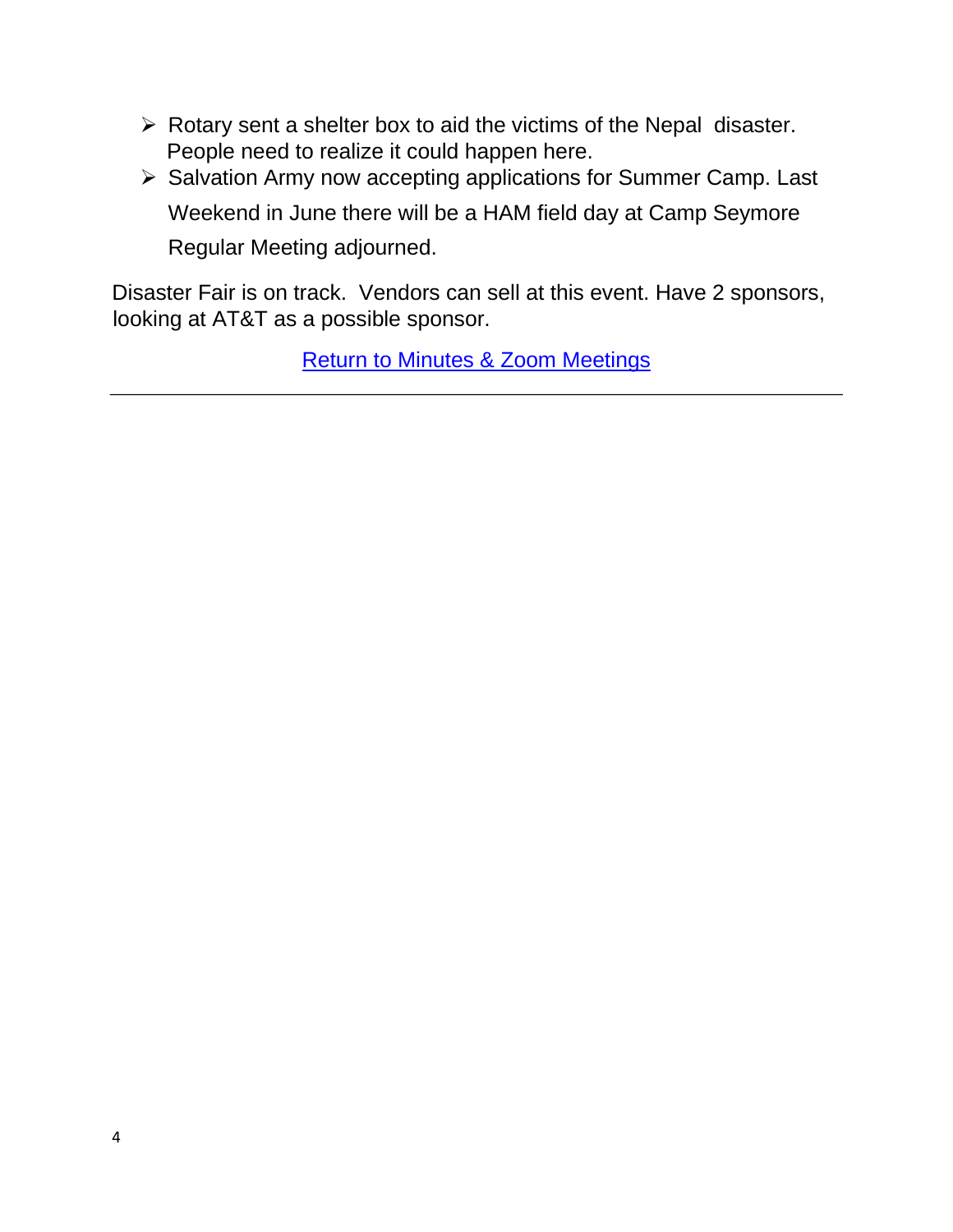- Rotary sent a shelter box to aid the victims of the Nepal disaster. People need to realize it could happen here.
- Salvation Army now accepting applications for Summer Camp. Last Weekend in June there will be a HAM field day at Camp Seymore

  Regular Meeting adjourned.

Disaster Fair is on track. Vendors can sell at this event. Have 2 sponsors, looking at AT&T as a possible sponsor.

Return to Minutes & Zoom Meetings

---